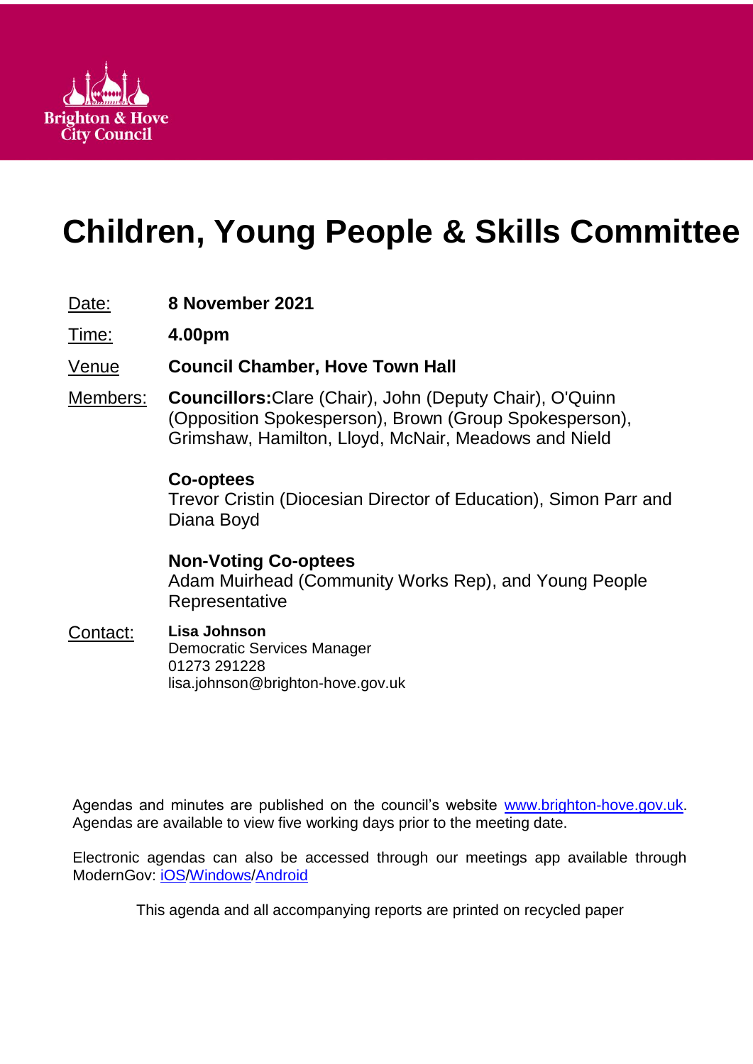Brighton & Hove City Council

# Children, Young People & Skills Committee

| | |
|---|---|
| Date: | **8 November 2021** |
| Time: | **4.00pm** |
| Venue | **Council Chamber, Hove Town Hall** |
| Members: | **Councillors:** Clare (Chair), John (Deputy Chair), O'Quinn (Opposition Spokesperson), Brown (Group Spokesperson), Grimshaw, Hamilton, Lloyd, McNair, Meadows and Nield |

**Co-optees**
Trevor Cristin (Diocesian Director of Education), Simon Parr and Diana Boyd

**Non-Voting Co-optees**
Adam Muirhead (Community Works Rep), and Young People Representative

Contact: **Lisa Johnson**
Democratic Services Manager
01273 291228
lisa.johnson@brighton-hove.gov.uk

Agendas and minutes are published on the council's website www.brighton-hove.gov.uk. Agendas are available to view five working days prior to the meeting date.

Electronic agendas can also be accessed through our meetings app available through ModernGov: iOS/Windows/Android

This agenda and all accompanying reports are printed on recycled paper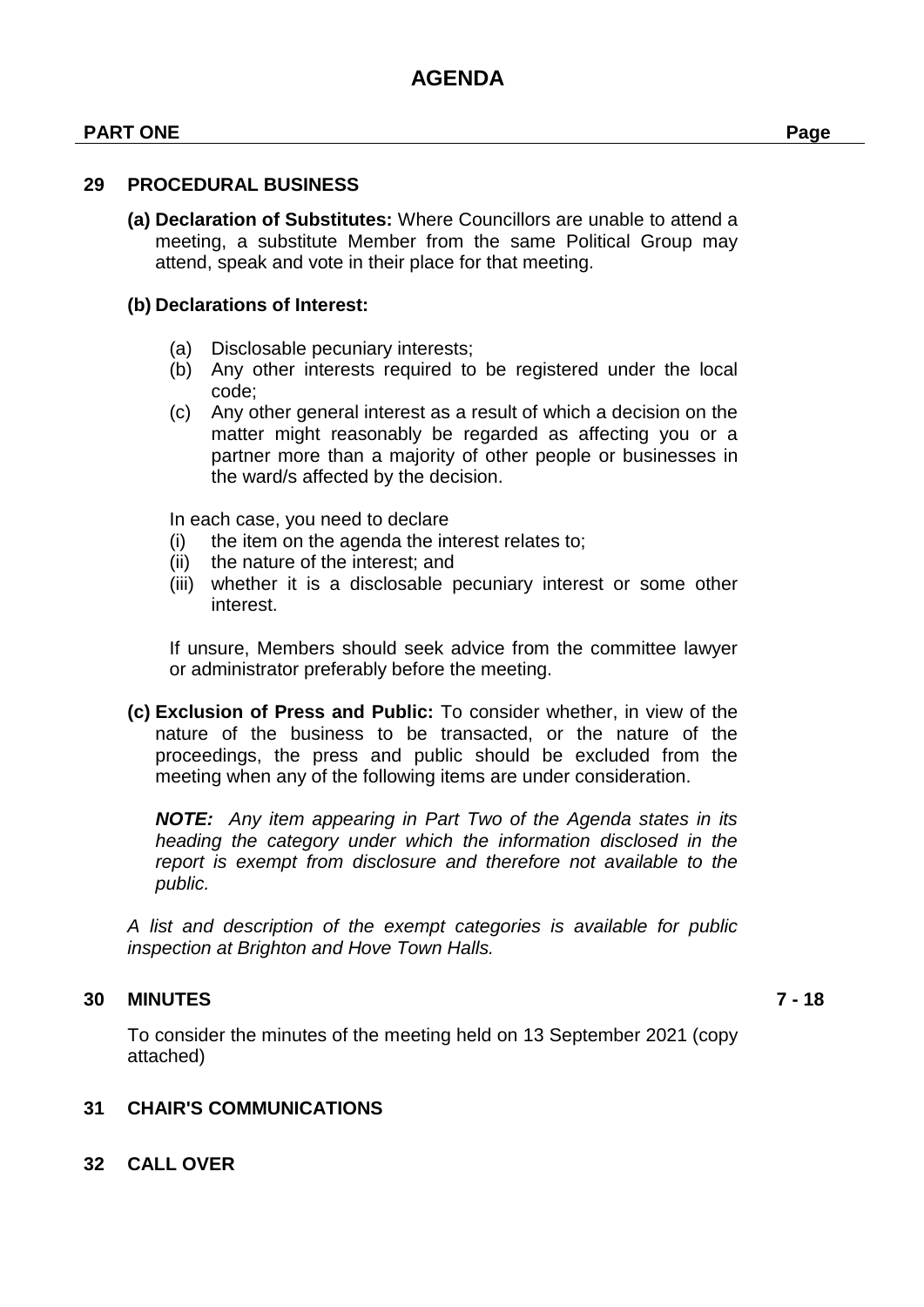# AGENDA

**PART ONE** **Page**

**29 PROCEDURAL BUSINESS**

**(a) Declaration of Substitutes:** Where Councillors are unable to attend a meeting, a substitute Member from the same Political Group may attend, speak and vote in their place for that meeting.

**(b) Declarations of Interest:**

(a) Disclosable pecuniary interests;
(b) Any other interests required to be registered under the local code;
(c) Any other general interest as a result of which a decision on the matter might reasonably be regarded as affecting you or a partner more than a majority of other people or businesses in the ward/s affected by the decision.

In each case, you need to declare
(i) the item on the agenda the interest relates to;
(ii) the nature of the interest; and
(iii) whether it is a disclosable pecuniary interest or some other interest.

If unsure, Members should seek advice from the committee lawyer or administrator preferably before the meeting.

**(c) Exclusion of Press and Public:** To consider whether, in view of the nature of the business to be transacted, or the nature of the proceedings, the press and public should be excluded from the meeting when any of the following items are under consideration.

***NOTE:*** *Any item appearing in Part Two of the Agenda states in its heading the category under which the information disclosed in the report is exempt from disclosure and therefore not available to the public.*

*A list and description of the exempt categories is available for public inspection at Brighton and Hove Town Halls.*

**30 MINUTES** **7 - 18**

To consider the minutes of the meeting held on 13 September 2021 (copy attached)

**31 CHAIR'S COMMUNICATIONS**

**32 CALL OVER**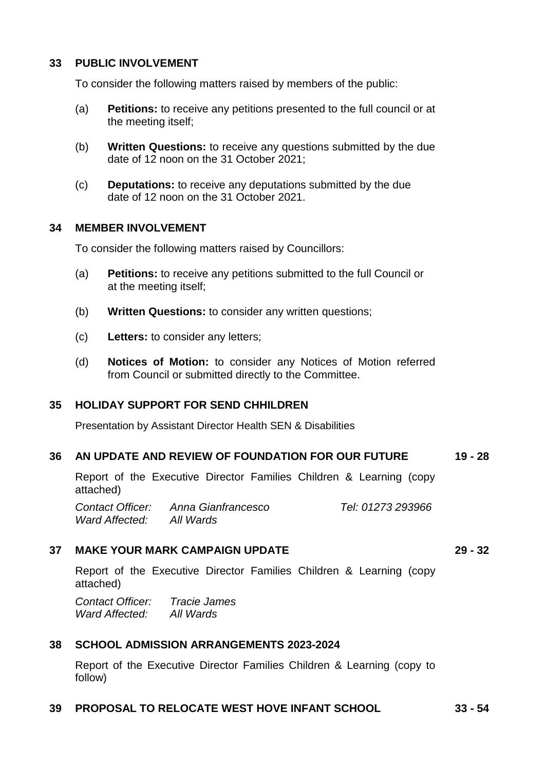## 33 PUBLIC INVOLVEMENT

To consider the following matters raised by members of the public:

(a) **Petitions:** to receive any petitions presented to the full council or at the meeting itself;

(b) **Written Questions:** to receive any questions submitted by the due date of 12 noon on the 31 October 2021;

(c) **Deputations:** to receive any deputations submitted by the due date of 12 noon on the 31 October 2021.

## 34 MEMBER INVOLVEMENT

To consider the following matters raised by Councillors:

(a) **Petitions:** to receive any petitions submitted to the full Council or at the meeting itself;

(b) **Written Questions:** to consider any written questions;

(c) **Letters:** to consider any letters;

(d) **Notices of Motion:** to consider any Notices of Motion referred from Council or submitted directly to the Committee.

## 35 HOLIDAY SUPPORT FOR SEND CHHILDREN

Presentation by Assistant Director Health SEN & Disabilities

## 36 AN UPDATE AND REVIEW OF FOUNDATION FOR OUR FUTURE — 19 - 28

Report of the Executive Director Families Children & Learning (copy attached)

*Contact Officer:* *Anna Gianfrancesco* *Tel: 01273 293966*
*Ward Affected:* *All Wards*

## 37 MAKE YOUR MARK CAMPAIGN UPDATE — 29 - 32

Report of the Executive Director Families Children & Learning (copy attached)

*Contact Officer:* *Tracie James*
*Ward Affected:* *All Wards*

## 38 SCHOOL ADMISSION ARRANGEMENTS 2023-2024

Report of the Executive Director Families Children & Learning (copy to follow)

## 39 PROPOSAL TO RELOCATE WEST HOVE INFANT SCHOOL — 33 - 54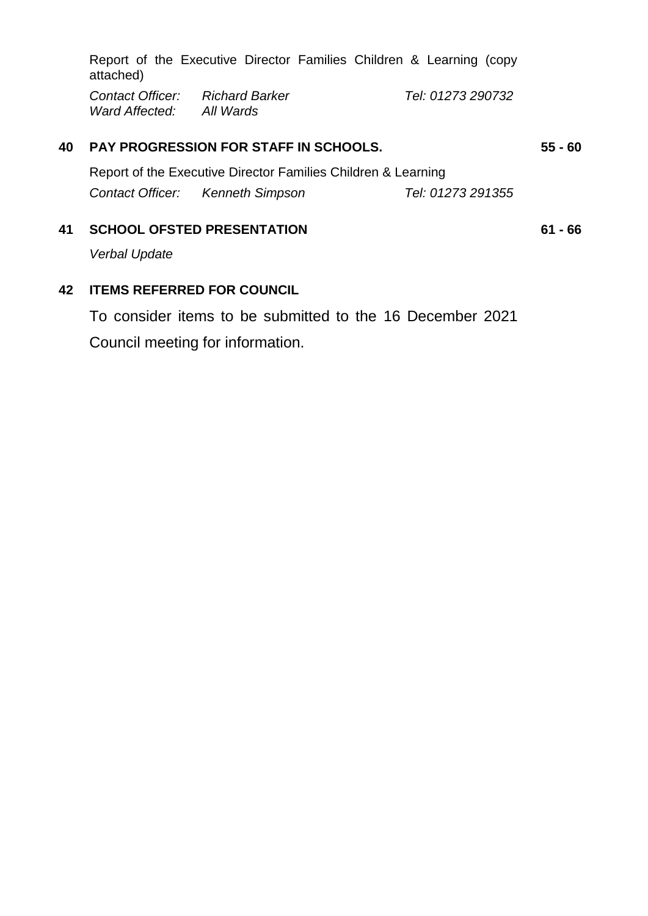Report of the Executive Director Families Children & Learning (copy attached)

*Contact Officer:* *Richard Barker* *Tel: 01273 290732*
*Ward Affected:* *All Wards*

**40 PAY PROGRESSION FOR STAFF IN SCHOOLS.** **55 - 60**

Report of the Executive Director Families Children & Learning

*Contact Officer:* *Kenneth Simpson* *Tel: 01273 291355*

**41 SCHOOL OFSTED PRESENTATION** **61 - 66**

*Verbal Update*

**42 ITEMS REFERRED FOR COUNCIL**

To consider items to be submitted to the 16 December 2021 Council meeting for information.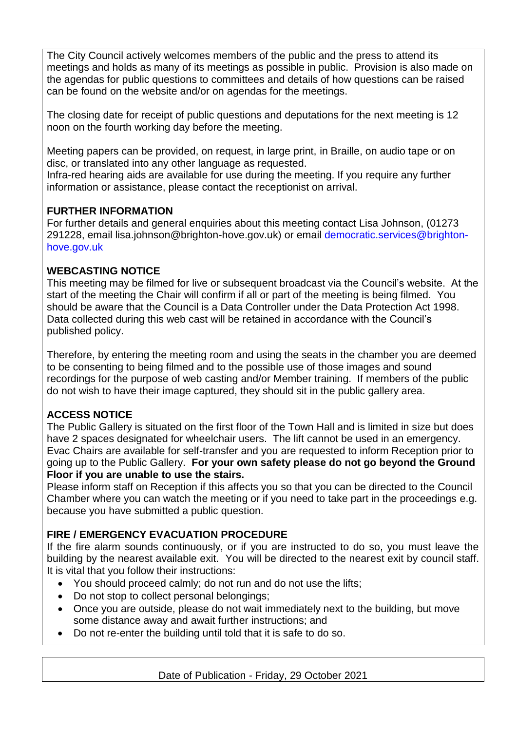The City Council actively welcomes members of the public and the press to attend its meetings and holds as many of its meetings as possible in public. Provision is also made on the agendas for public questions to committees and details of how questions can be raised can be found on the website and/or on agendas for the meetings.

The closing date for receipt of public questions and deputations for the next meeting is 12 noon on the fourth working day before the meeting.

Meeting papers can be provided, on request, in large print, in Braille, on audio tape or on disc, or translated into any other language as requested.
Infra-red hearing aids are available for use during the meeting. If you require any further information or assistance, please contact the receptionist on arrival.

**FURTHER INFORMATION**

For further details and general enquiries about this meeting contact Lisa Johnson, (01273 291228, email lisa.johnson@brighton-hove.gov.uk) or email democratic.services@brighton-hove.gov.uk

**WEBCASTING NOTICE**

This meeting may be filmed for live or subsequent broadcast via the Council's website. At the start of the meeting the Chair will confirm if all or part of the meeting is being filmed. You should be aware that the Council is a Data Controller under the Data Protection Act 1998. Data collected during this web cast will be retained in accordance with the Council's published policy.

Therefore, by entering the meeting room and using the seats in the chamber you are deemed to be consenting to being filmed and to the possible use of those images and sound recordings for the purpose of web casting and/or Member training. If members of the public do not wish to have their image captured, they should sit in the public gallery area.

**ACCESS NOTICE**

The Public Gallery is situated on the first floor of the Town Hall and is limited in size but does have 2 spaces designated for wheelchair users. The lift cannot be used in an emergency. Evac Chairs are available for self-transfer and you are requested to inform Reception prior to going up to the Public Gallery. **For your own safety please do not go beyond the Ground Floor if you are unable to use the stairs.**
Please inform staff on Reception if this affects you so that you can be directed to the Council Chamber where you can watch the meeting or if you need to take part in the proceedings e.g. because you have submitted a public question.

**FIRE / EMERGENCY EVACUATION PROCEDURE**

If the fire alarm sounds continuously, or if you are instructed to do so, you must leave the building by the nearest available exit. You will be directed to the nearest exit by council staff. It is vital that you follow their instructions:

- You should proceed calmly; do not run and do not use the lifts;
- Do not stop to collect personal belongings;
- Once you are outside, please do not wait immediately next to the building, but move some distance away and await further instructions; and
- Do not re-enter the building until told that it is safe to do so.

Date of Publication - Friday, 29 October 2021